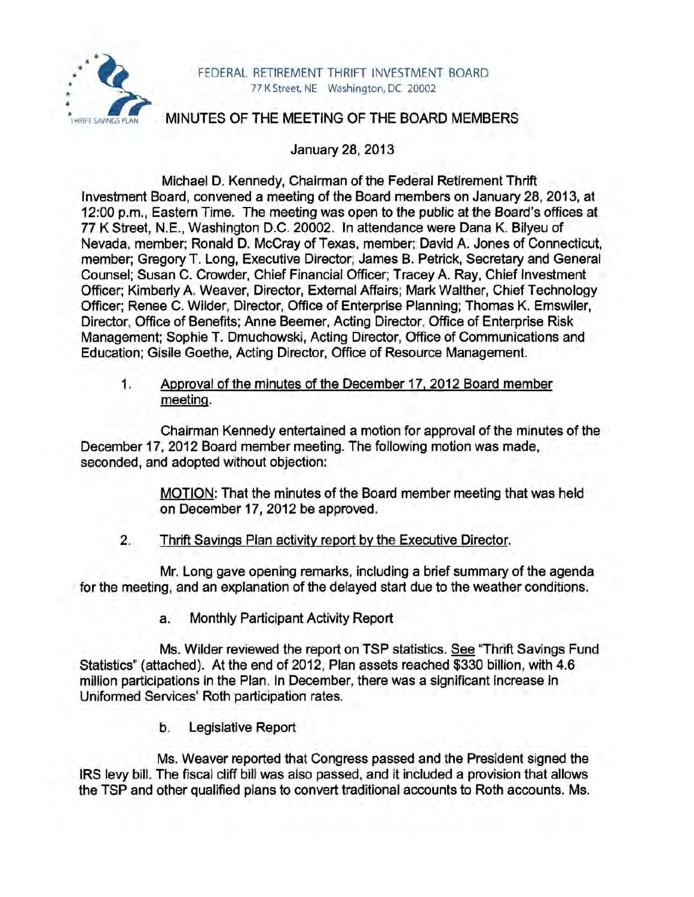FEDERAL RETIREMENT THRIFT INVESTMENT BOARD
77 K Street, NE Washington, DC 20002

# MINUTES OF THE MEETING OF THE BOARD MEMBERS

January 28, 2013

Michael D. Kennedy, Chairman of the Federal Retirement Thrift Investment Board, convened a meeting of the Board members on January 28, 2013, at 12:00 p.m., Eastern Time. The meeting was open to the public at the Board's offices at 77 K Street, N.E., Washington D.C. 20002. In attendance were Dana K. Bilyeu of Nevada, member; Ronald D. McCray of Texas, member; David A. Jones of Connecticut, member; Gregory T. Long, Executive Director; James B. Petrick, Secretary and General Counsel; Susan C. Crowder, Chief Financial Officer; Tracey A. Ray, Chief Investment Officer; Kimberly A. Weaver, Director, External Affairs; Mark Walther, Chief Technology Officer; Renee C. Wilder, Director, Office of Enterprise Planning; Thomas K. Emswiler, Director, Office of Benefits; Anne Beemer, Acting Director, Office of Enterprise Risk Management; Sophie T. Dmuchowski, Acting Director, Office of Communications and Education; Gisile Goethe, Acting Director, Office of Resource Management.

1. Approval of the minutes of the December 17, 2012 Board member meeting.

Chairman Kennedy entertained a motion for approval of the minutes of the December 17, 2012 Board member meeting. The following motion was made, seconded, and adopted without objection:

> MOTION: That the minutes of the Board member meeting that was held on December 17, 2012 be approved.

2. Thrift Savings Plan activity report by the Executive Director.

Mr. Long gave opening remarks, including a brief summary of the agenda for the meeting, and an explanation of the delayed start due to the weather conditions.

a. Monthly Participant Activity Report

Ms. Wilder reviewed the report on TSP statistics. See "Thrift Savings Fund Statistics" (attached). At the end of 2012, Plan assets reached $330 billion, with 4.6 million participations in the Plan. In December, there was a significant increase in Uniformed Services' Roth participation rates.

b. Legislative Report

Ms. Weaver reported that Congress passed and the President signed the IRS levy bill. The fiscal cliff bill was also passed, and it included a provision that allows the TSP and other qualified plans to convert traditional accounts to Roth accounts. Ms.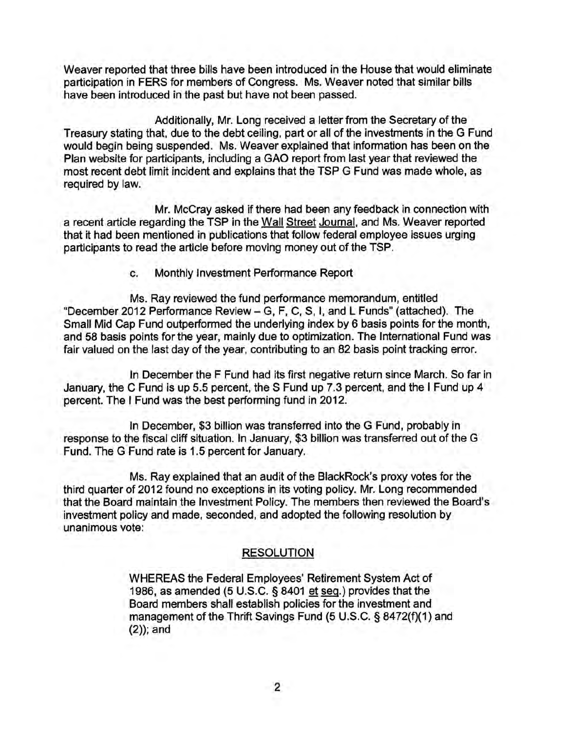Weaver reported that three bills have been introduced in the House that would eliminate participation in FERS for members of Congress. Ms. Weaver noted that similar bills have been introduced in the past but have not been passed.

Additionally, Mr. Long received a letter from the Secretary of the Treasury stating that, due to the debt ceiling, part or all of the investments in the G Fund would begin being suspended. Ms. Weaver explained that information has been on the Plan website for participants, including a GAO report from last year that reviewed the most recent debt limit incident and explains that the TSP G Fund was made whole, as required by law.

Mr. McCray asked if there had been any feedback in connection with a recent article regarding the TSP in the Wall Street Journal, and Ms. Weaver reported that it had been mentioned in publications that follow federal employee issues urging participants to read the article before moving money out of the TSP.

c. Monthly Investment Performance Report

Ms. Ray reviewed the fund performance memorandum, entitled "December 2012 Performance Review – G, F, C, S, I, and L Funds" (attached). The Small Mid Cap Fund outperformed the underlying index by 6 basis points for the month, and 58 basis points for the year, mainly due to optimization. The International Fund was fair valued on the last day of the year, contributing to an 82 basis point tracking error.

In December the F Fund had its first negative return since March. So far in January, the C Fund is up 5.5 percent, the S Fund up 7.3 percent, and the I Fund up 4 percent. The I Fund was the best performing fund in 2012.

In December, $3 billion was transferred into the G Fund, probably in response to the fiscal cliff situation. In January, $3 billion was transferred out of the G Fund. The G Fund rate is 1.5 percent for January.

Ms. Ray explained that an audit of the BlackRock's proxy votes for the third quarter of 2012 found no exceptions in its voting policy. Mr. Long recommended that the Board maintain the Investment Policy. The members then reviewed the Board's investment policy and made, seconded, and adopted the following resolution by unanimous vote:

RESOLUTION

WHEREAS the Federal Employees' Retirement System Act of 1986, as amended (5 U.S.C. § 8401 et seq.) provides that the Board members shall establish policies for the investment and management of the Thrift Savings Fund (5 U.S.C. § 8472(f)(1) and (2)); and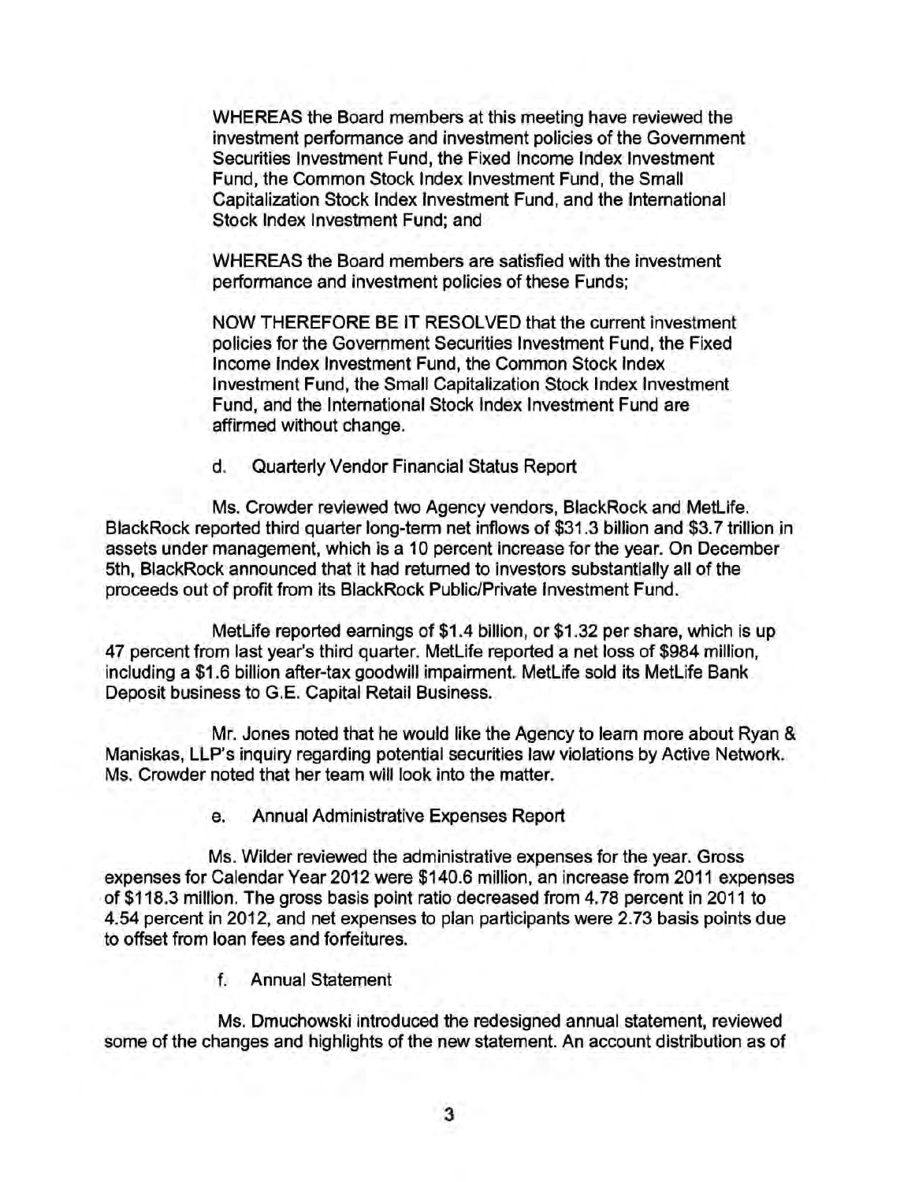WHEREAS the Board members at this meeting have reviewed the investment performance and investment policies of the Government Securities Investment Fund, the Fixed Income Index Investment Fund, the Common Stock Index Investment Fund, the Small Capitalization Stock Index Investment Fund, and the International Stock Index Investment Fund; and

WHEREAS the Board members are satisfied with the investment performance and investment policies of these Funds;

NOW THEREFORE BE IT RESOLVED that the current investment policies for the Government Securities Investment Fund, the Fixed Income Index Investment Fund, the Common Stock Index Investment Fund, the Small Capitalization Stock Index Investment Fund, and the International Stock Index Investment Fund are affirmed without change.

d. Quarterly Vendor Financial Status Report

Ms. Crowder reviewed two Agency vendors, BlackRock and MetLife. BlackRock reported third quarter long-term net inflows of $31.3 billion and $3.7 trillion in assets under management, which is a 10 percent increase for the year. On December 5th, BlackRock announced that it had returned to investors substantially all of the proceeds out of profit from its BlackRock Public/Private Investment Fund.

MetLife reported earnings of $1.4 billion, or $1.32 per share, which is up 47 percent from last year's third quarter. MetLife reported a net loss of $984 million, including a $1.6 billion after-tax goodwill impairment. MetLife sold its MetLife Bank Deposit business to G.E. Capital Retail Business.

Mr. Jones noted that he would like the Agency to learn more about Ryan & Maniskas, LLP's inquiry regarding potential securities law violations by Active Network. Ms. Crowder noted that her team will look into the matter.

e. Annual Administrative Expenses Report

Ms. Wilder reviewed the administrative expenses for the year. Gross expenses for Calendar Year 2012 were $140.6 million, an increase from 2011 expenses of $118.3 million. The gross basis point ratio decreased from 4.78 percent in 2011 to 4.54 percent in 2012, and net expenses to plan participants were 2.73 basis points due to offset from loan fees and forfeitures.

f. Annual Statement

Ms. Dmuchowski introduced the redesigned annual statement, reviewed some of the changes and highlights of the new statement. An account distribution as of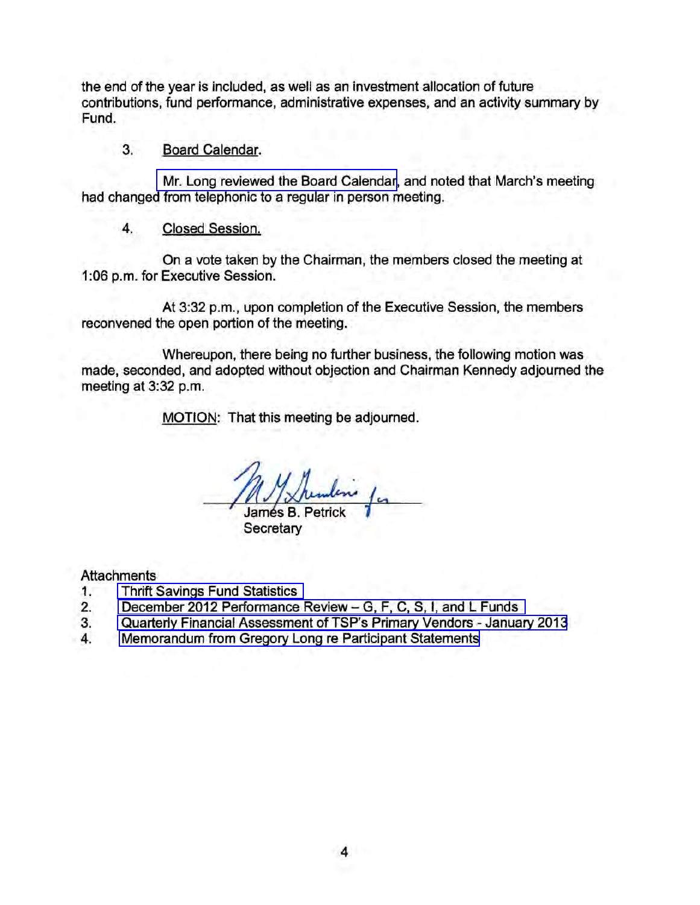the end of the year is included, as well as an investment allocation of future contributions, fund performance, administrative expenses, and an activity summary by Fund.

3. Board Calendar.

Mr. Long reviewed the Board Calendar, and noted that March's meeting had changed from telephonic to a regular in person meeting.

4. Closed Session.

On a vote taken by the Chairman, the members closed the meeting at 1:06 p.m. for Executive Session.

At 3:32 p.m., upon completion of the Executive Session, the members reconvened the open portion of the meeting.

Whereupon, there being no further business, the following motion was made, seconded, and adopted without objection and Chairman Kennedy adjourned the meeting at 3:32 p.m.

MOTION: That this meeting be adjourned.

James B. Petrick
Secretary

Attachments
1. Thrift Savings Fund Statistics
2. December 2012 Performance Review – G, F, C, S, I, and L Funds
3. Quarterly Financial Assessment of TSP's Primary Vendors - January 2013
4. Memorandum from Gregory Long re Participant Statements